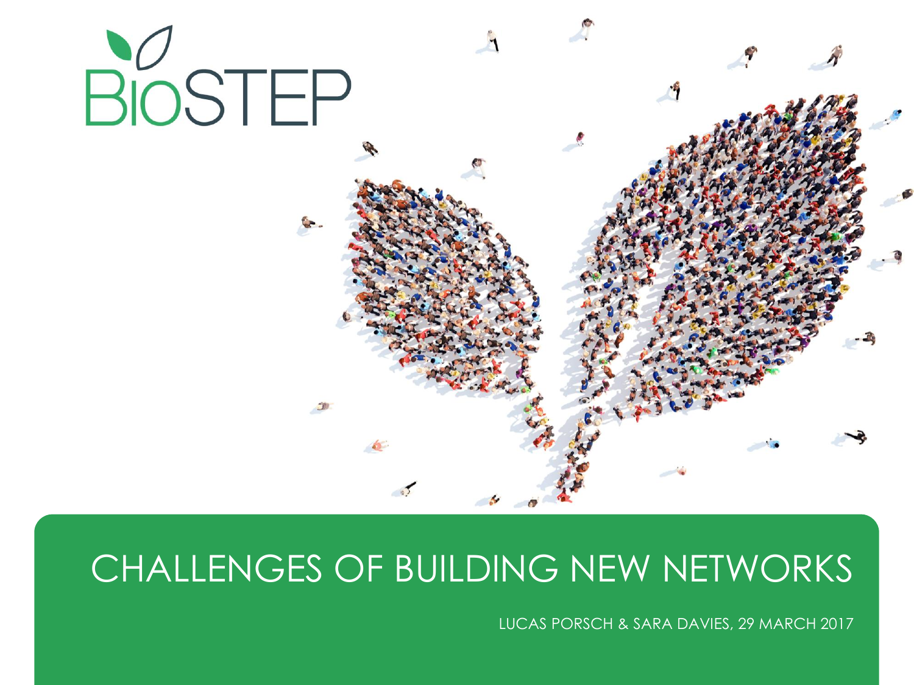BioSTEP

# CHALLENGES OF BUILDING NEW NETWORKS

LUCAS PORSCH & SARA DAVIES, 29 MARCH 2017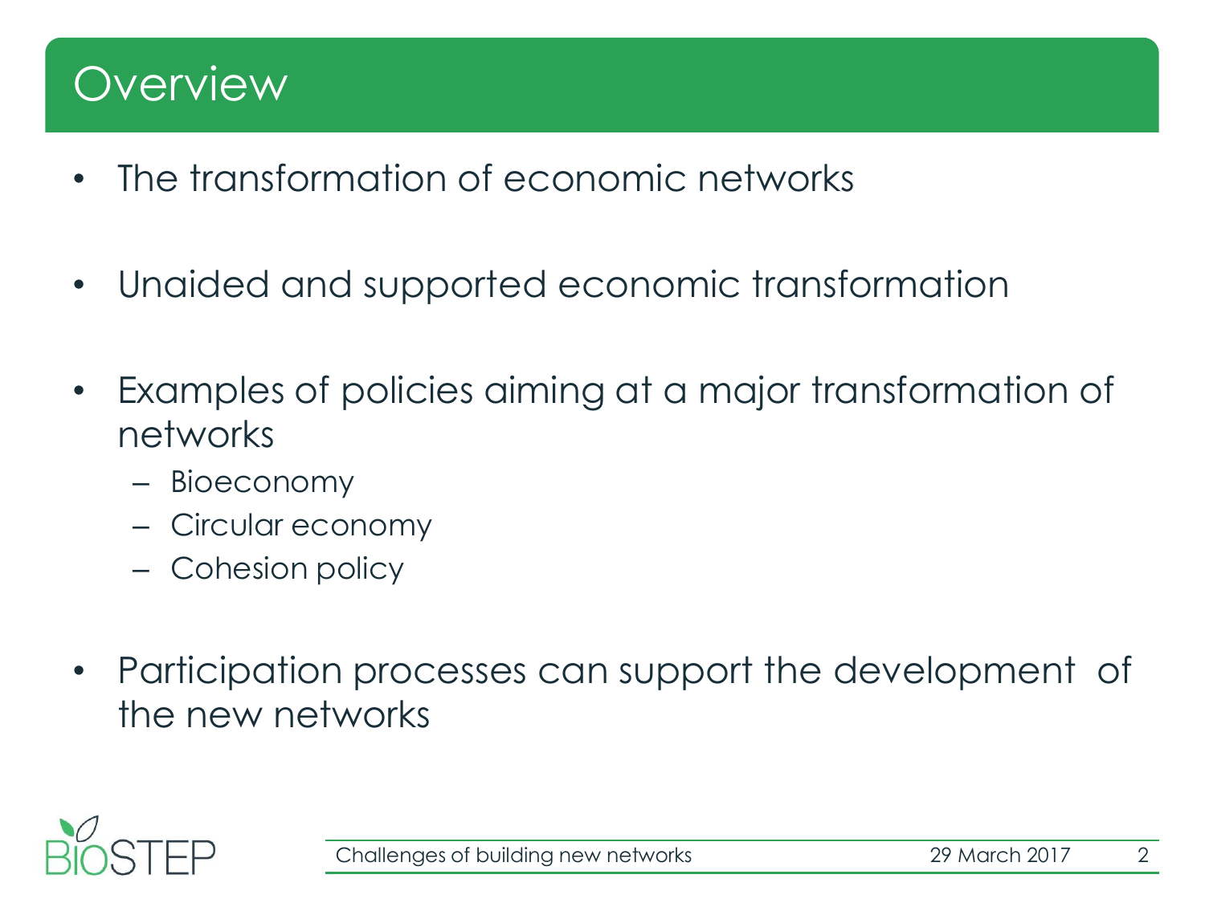# Overview

- The transformation of economic networks
- Unaided and supported economic transformation
- Examples of policies aiming at a major transformation of networks
  - Bioeconomy
  - Circular economy
  - Cohesion policy
- Participation processes can support the development of the new networks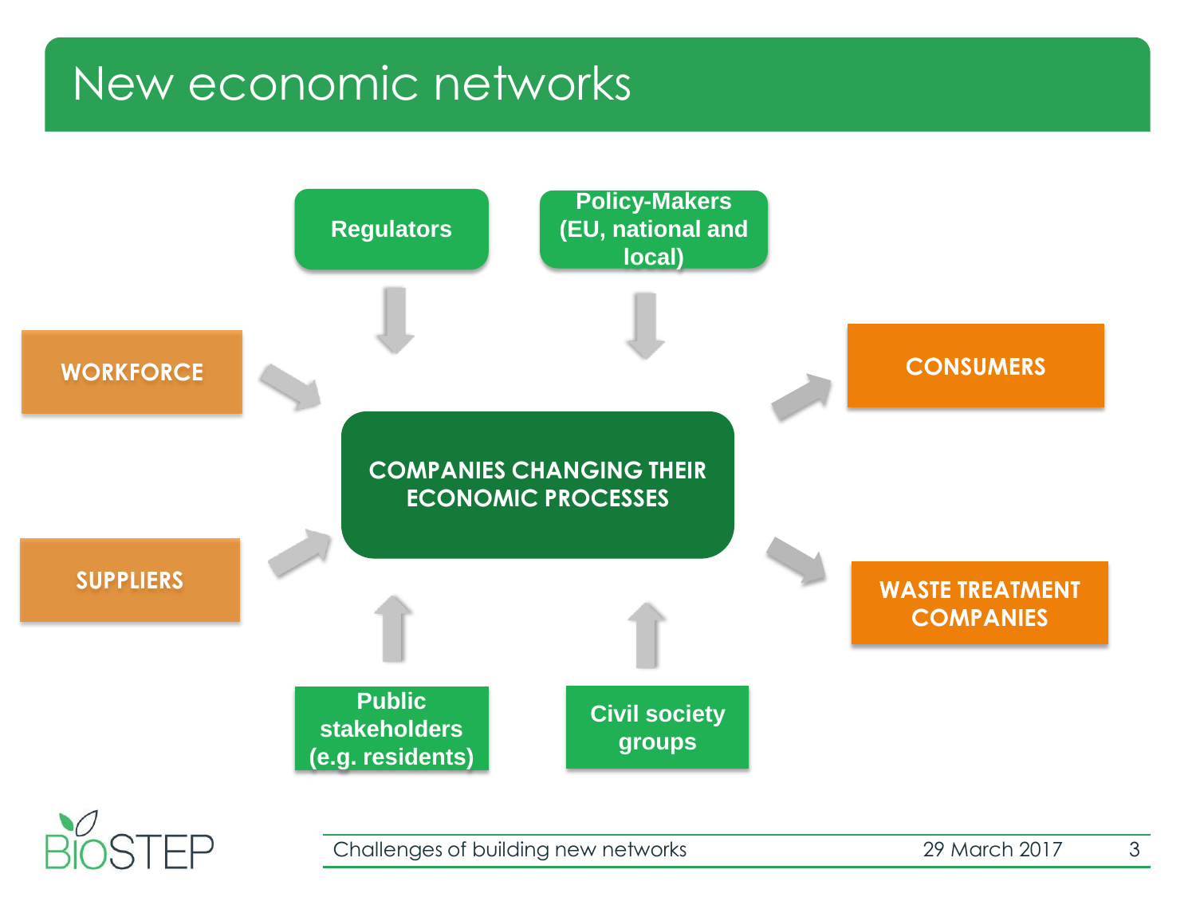# New economic networks

Regulators

Policy-Makers (EU, national and local)

WORKFORCE

SUPPLIERS

COMPANIES CHANGING THEIR ECONOMIC PROCESSES

CONSUMERS

WASTE TREATMENT COMPANIES

Public stakeholders (e.g. residents)

Civil society groups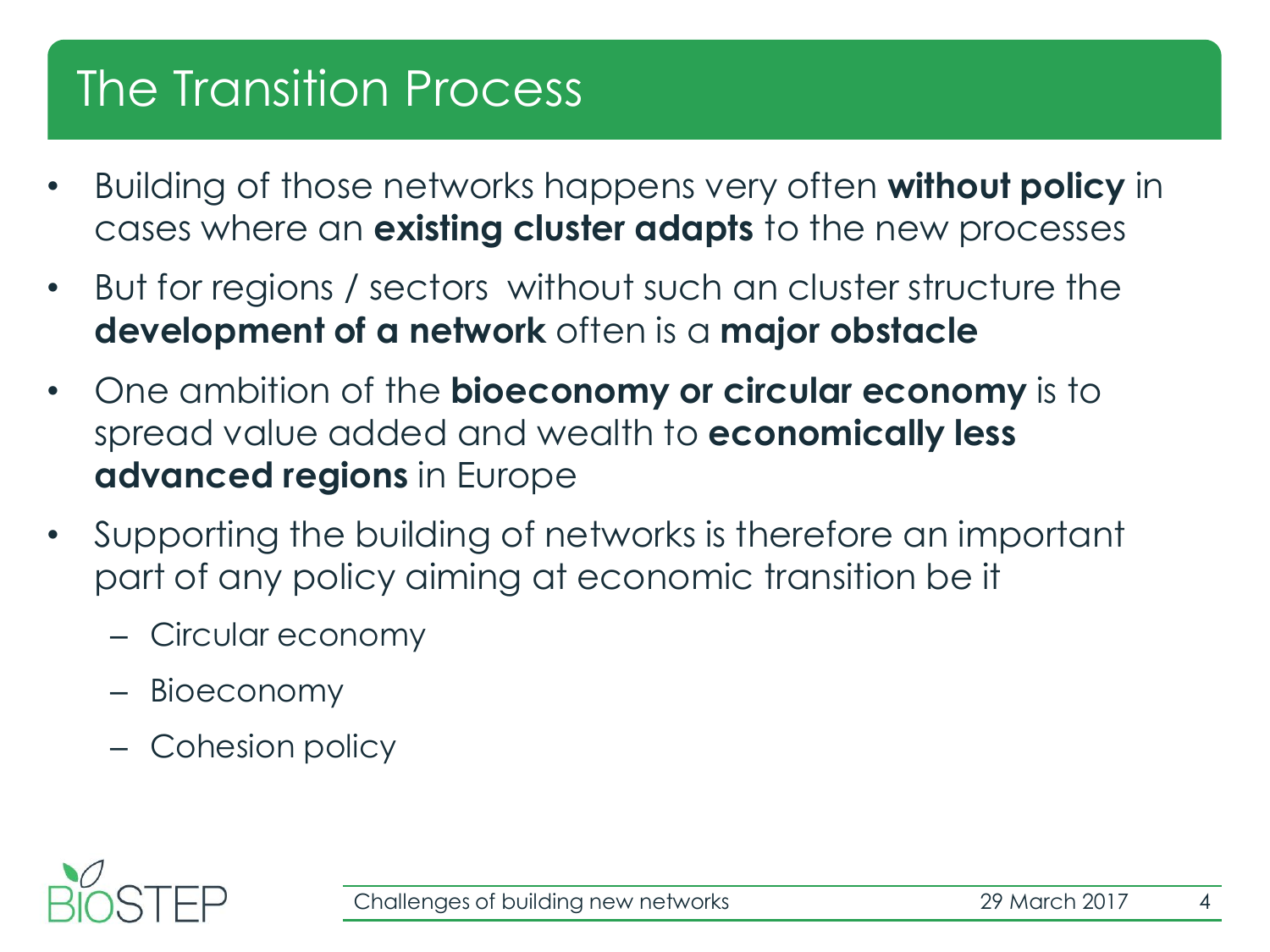# The Transition Process

- Building of those networks happens very often **without policy** in cases where an **existing cluster adapts** to the new processes
- But for regions / sectors without such an cluster structure the **development of a network** often is a **major obstacle**
- One ambition of the **bioeconomy or circular economy** is to spread value added and wealth to **economically less advanced regions** in Europe
- Supporting the building of networks is therefore an important part of any policy aiming at economic transition be it
  - Circular economy
  - Bioeconomy
  - Cohesion policy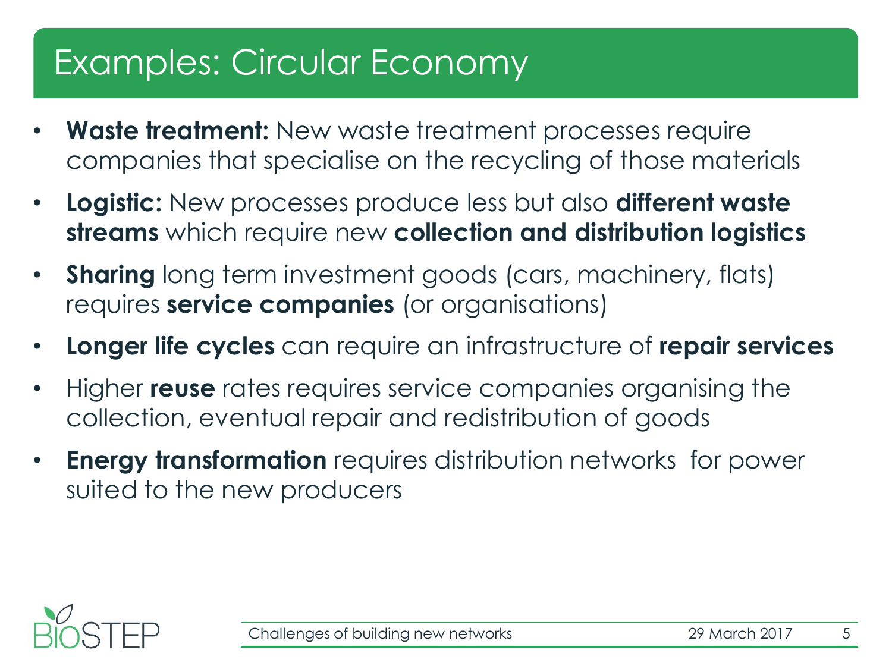# Examples: Circular Economy

- **Waste treatment:** New waste treatment processes require companies that specialise on the recycling of those materials
- **Logistic:** New processes produce less but also **different waste streams** which require new **collection and distribution logistics**
- **Sharing** long term investment goods (cars, machinery, flats) requires **service companies** (or organisations)
- **Longer life cycles** can require an infrastructure of **repair services**
- Higher **reuse** rates requires service companies organising the collection, eventual repair and redistribution of goods
- **Energy transformation** requires distribution networks for power suited to the new producers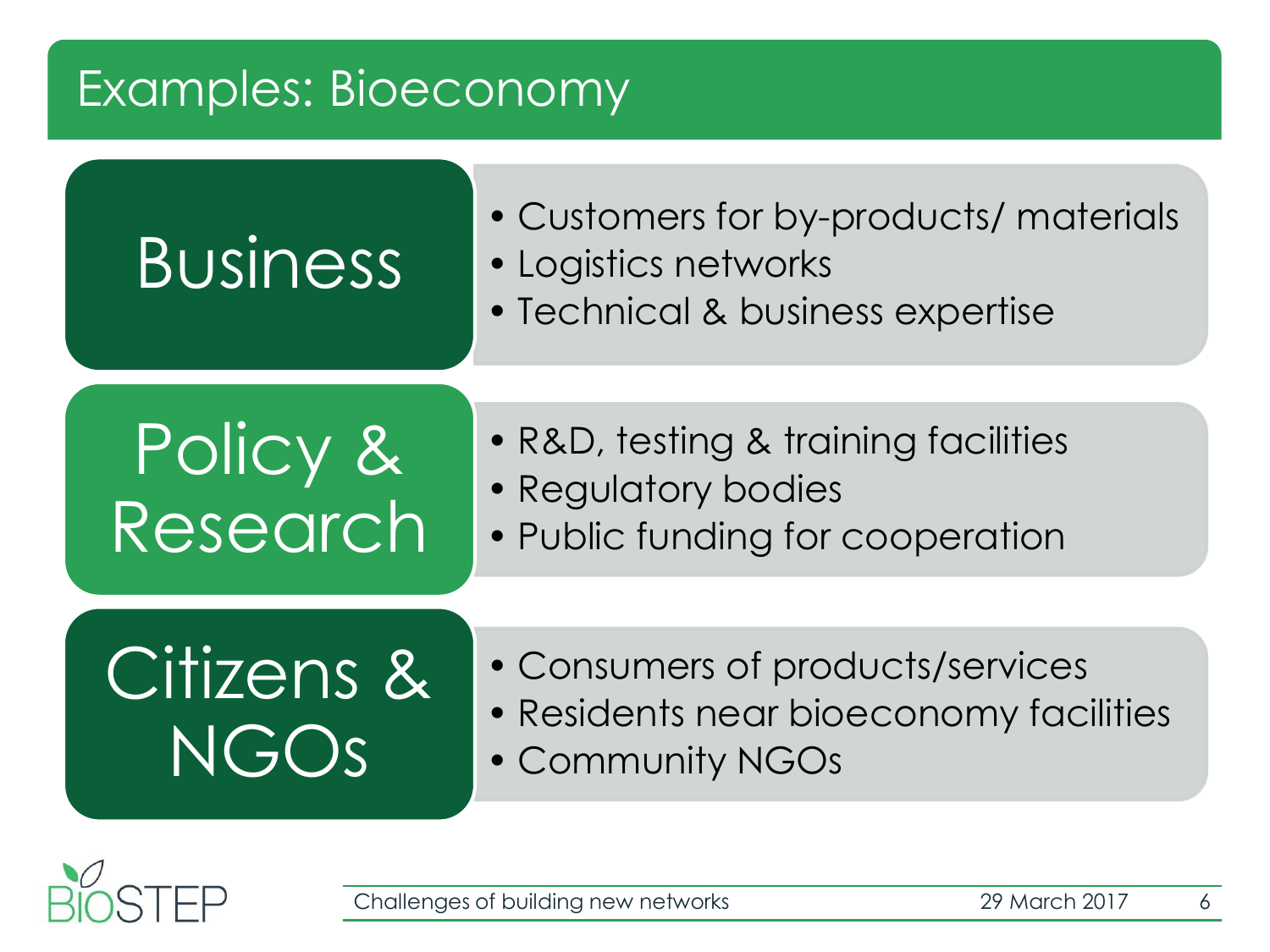# Examples: Bioeconomy

## Business

- Customers for by-products/ materials
- Logistics networks
- Technical & business expertise

## Policy & Research

- R&D, testing & training facilities
- Regulatory bodies
- Public funding for cooperation

## Citizens & NGOs

- Consumers of products/services
- Residents near bioeconomy facilities
- Community NGOs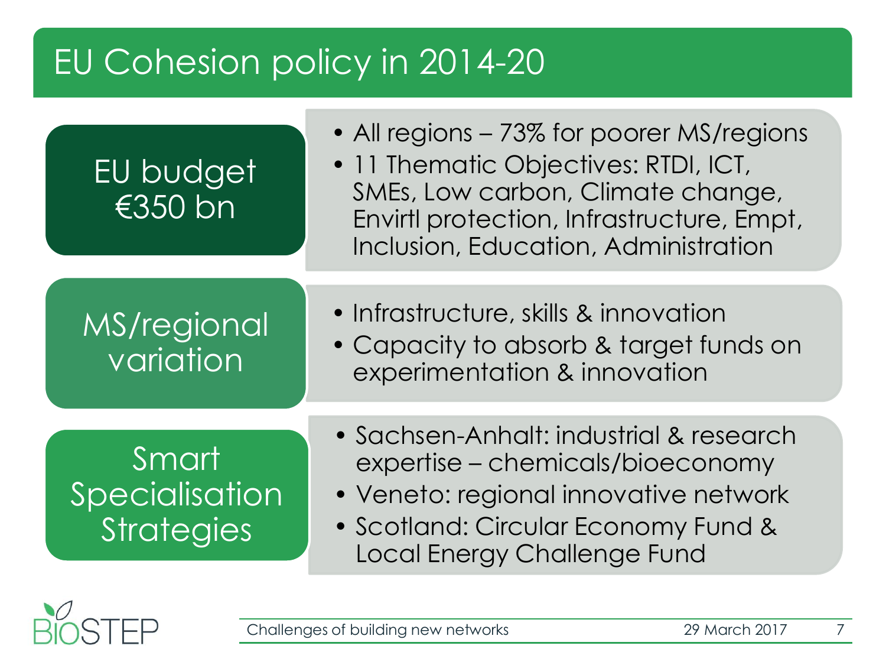# EU Cohesion policy in 2014-20

## EU budget €350 bn

- All regions – 73% for poorer MS/regions
- 11 Thematic Objectives: RTDI, ICT, SMEs, Low carbon, Climate change, Envirtl protection, Infrastructure, Empt, Inclusion, Education, Administration

## MS/regional variation

- Infrastructure, skills & innovation
- Capacity to absorb & target funds on experimentation & innovation

## Smart Specialisation Strategies

- Sachsen-Anhalt: industrial & research expertise – chemicals/bioeconomy
- Veneto: regional innovative network
- Scotland: Circular Economy Fund & Local Energy Challenge Fund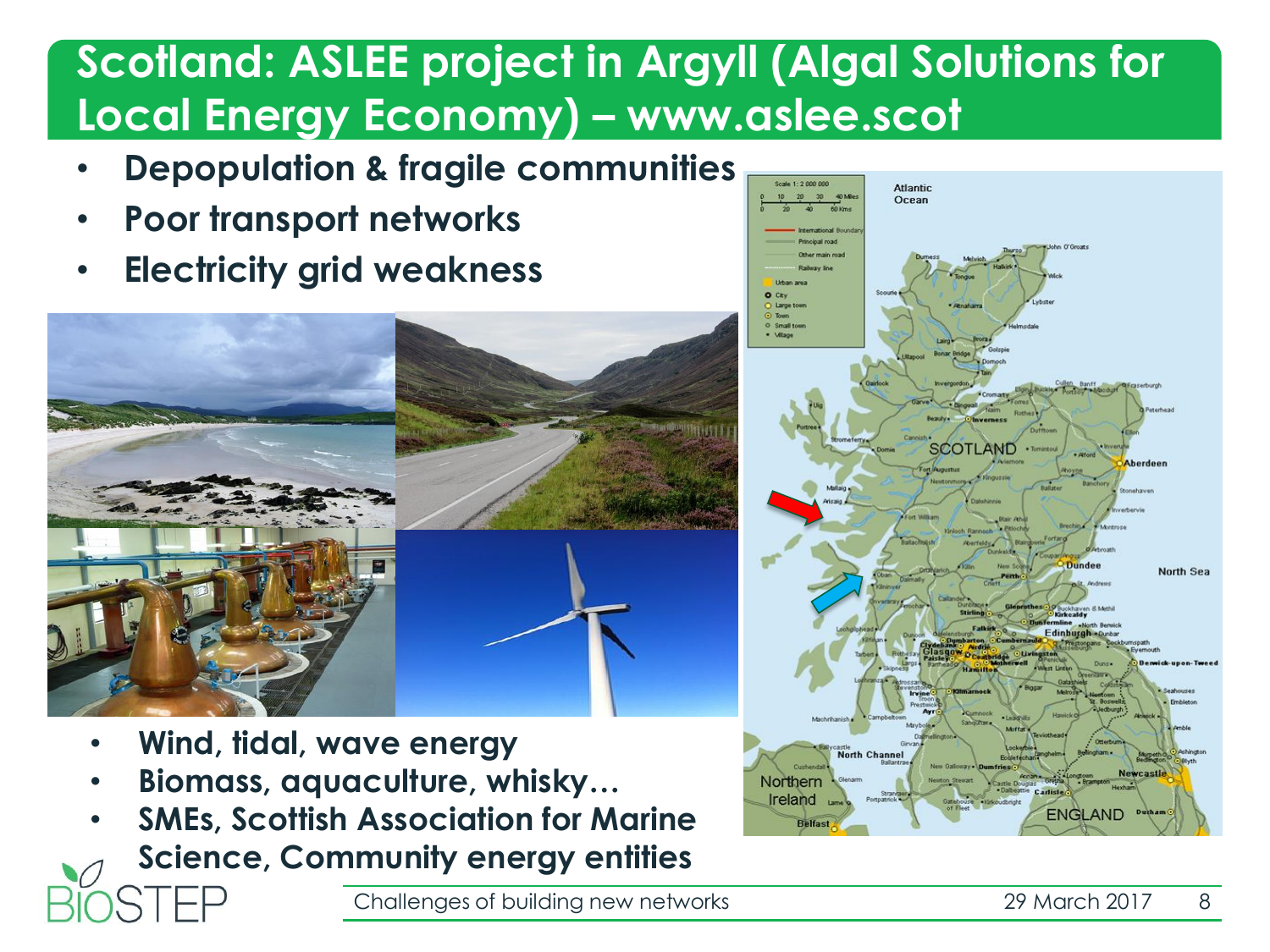# Scotland: ASLEE project in Argyll (Algal Solutions for Local Energy Economy) – www.aslee.scot

- **Depopulation & fragile communities**
- **Poor transport networks**
- **Electricity grid weakness**

- **Wind, tidal, wave energy**
- **Biomass, aquaculture, whisky…**
- **SMEs, Scottish Association for Marine Science, Community energy entities**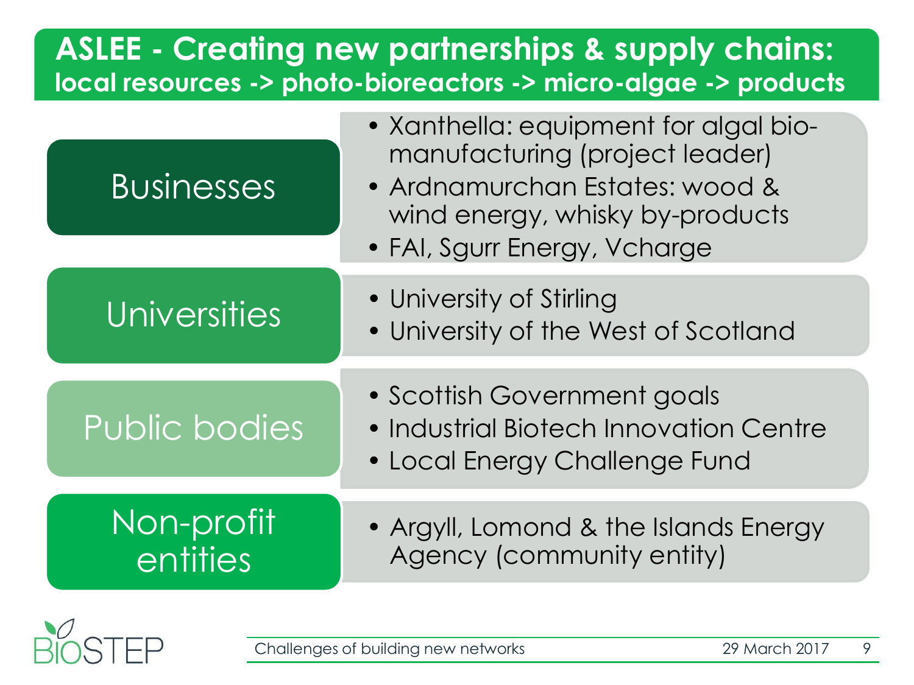# ASLEE - Creating new partnerships & supply chains:

## local resources -> photo-bioreactors -> micro-algae -> products

### Businesses

- Xanthella: equipment for algal bio-manufacturing (project leader)
- Ardnamurchan Estates: wood & wind energy, whisky by-products
- FAI, Sgurr Energy, Vcharge

### Universities

- University of Stirling
- University of the West of Scotland

### Public bodies

- Scottish Government goals
- Industrial Biotech Innovation Centre
- Local Energy Challenge Fund

### Non-profit entities

- Argyll, Lomond & the Islands Energy Agency (community entity)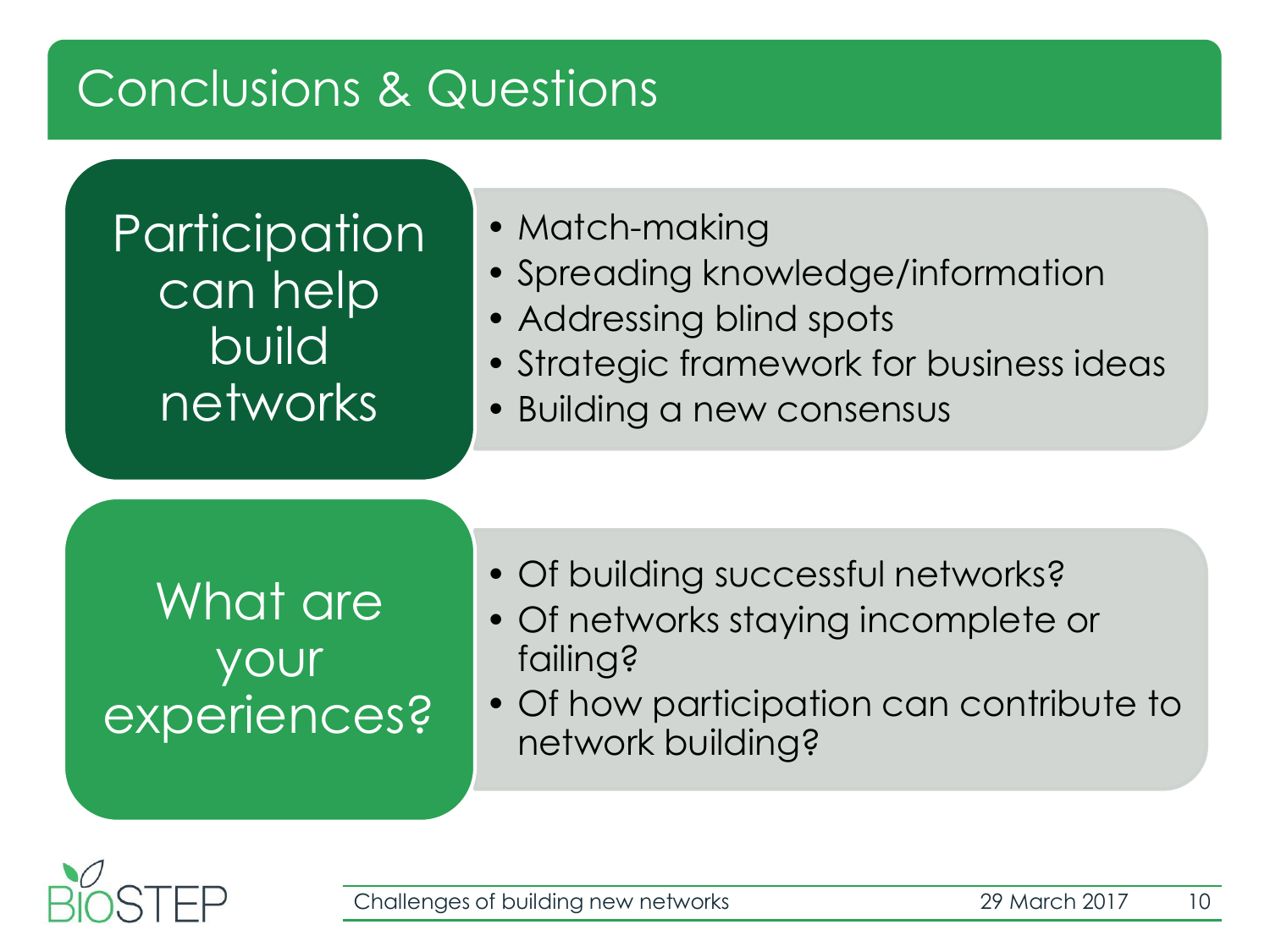# Conclusions & Questions

## Participation can help build networks

- Match-making
- Spreading knowledge/information
- Addressing blind spots
- Strategic framework for business ideas
- Building a new consensus

## What are your experiences?

- Of building successful networks?
- Of networks staying incomplete or failing?
- Of how participation can contribute to network building?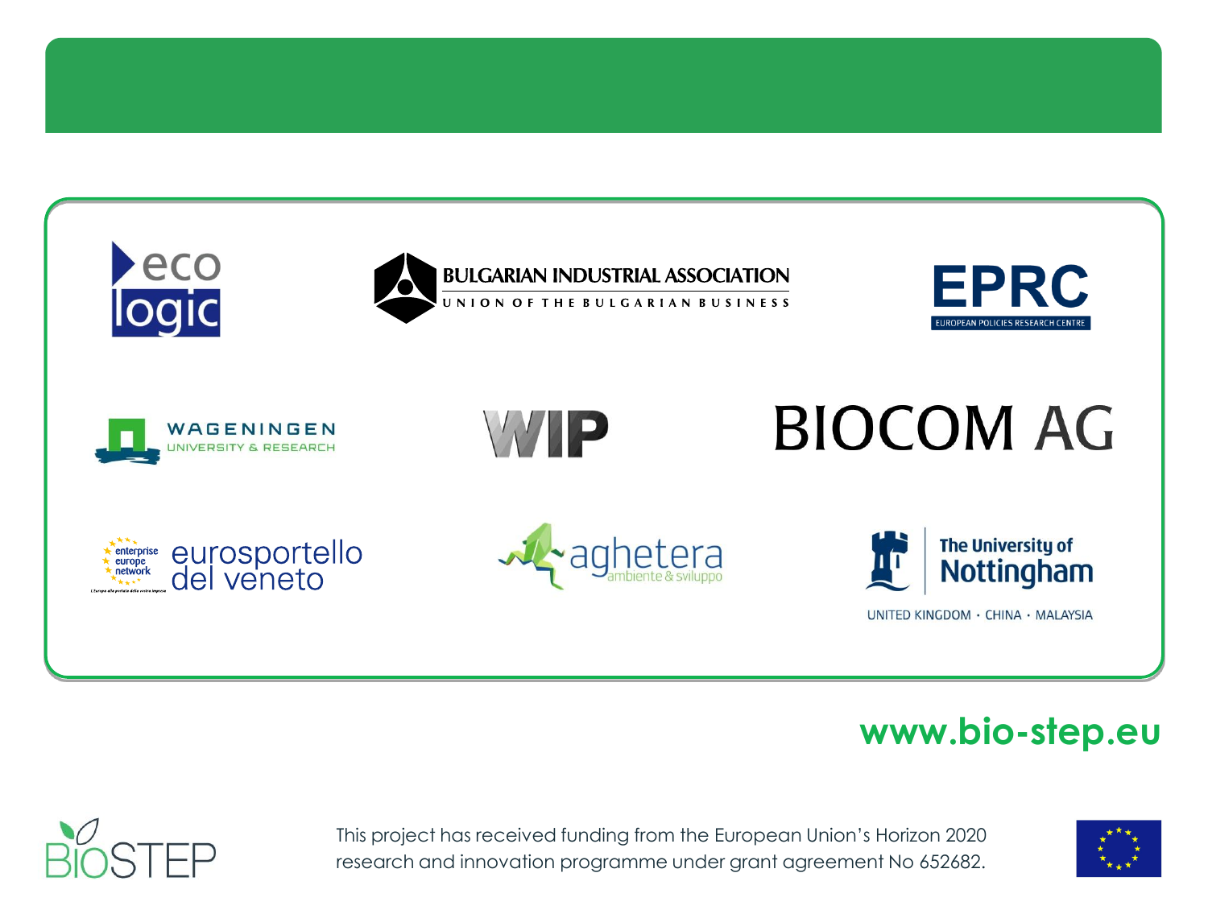eco logic

BULGARIAN INDUSTRIAL ASSOCIATION
UNION OF THE BULGARIAN BUSINESS

EPRC
EUROPEAN POLICIES RESEARCH CENTRE

WAGENINGEN
UNIVERSITY & RESEARCH

WIP

BIOCOM AG

enterprise europe network
eurosportello del veneto

aghetera
ambiente & sviluppo

The University of Nottingham
UNITED KINGDOM · CHINA · MALAYSIA

**www.bio-step.eu**

BIOSTEP

This project has received funding from the European Union's Horizon 2020 research and innovation programme under grant agreement No 652682.